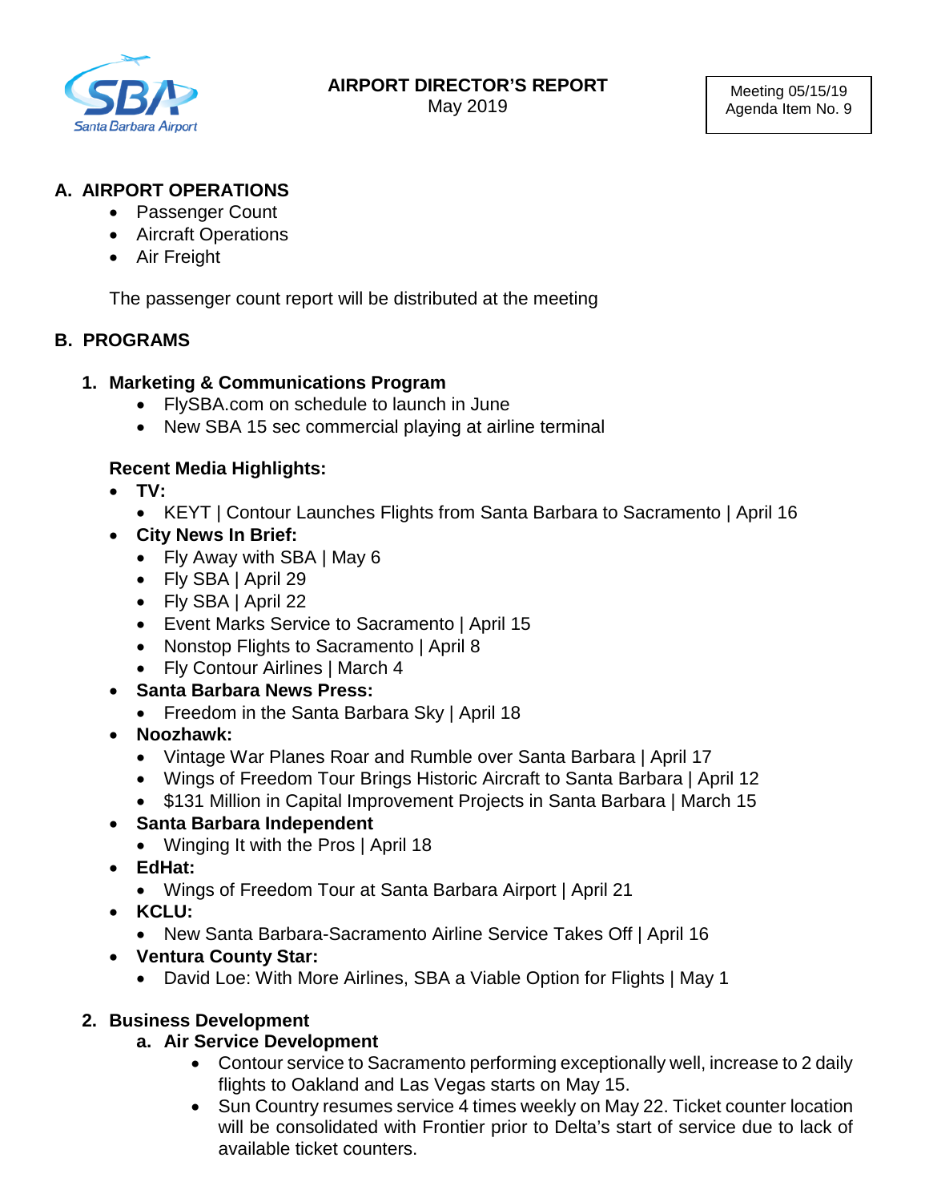# AIRPORT DIRECTOR'S REPORT

May 2019

Meeting 05/15/19
Agenda Item No. 9

## A. AIRPORT OPERATIONS

- Passenger Count
- Aircraft Operations
- Air Freight

The passenger count report will be distributed at the meeting

## B. PROGRAMS

### 1. Marketing & Communications Program

- FlySBA.com on schedule to launch in June
- New SBA 15 sec commercial playing at airline terminal

**Recent Media Highlights:**

- **TV:**
  - KEYT | Contour Launches Flights from Santa Barbara to Sacramento | April 16
- **City News In Brief:**
  - Fly Away with SBA | May 6
  - Fly SBA | April 29
  - Fly SBA | April 22
  - Event Marks Service to Sacramento | April 15
  - Nonstop Flights to Sacramento | April 8
  - Fly Contour Airlines | March 4
- **Santa Barbara News Press:**
  - Freedom in the Santa Barbara Sky | April 18
- **Noozhawk:**
  - Vintage War Planes Roar and Rumble over Santa Barbara | April 17
  - Wings of Freedom Tour Brings Historic Aircraft to Santa Barbara | April 12
  - $131 Million in Capital Improvement Projects in Santa Barbara | March 15
- **Santa Barbara Independent**
  - Winging It with the Pros | April 18
- **EdHat:**
  - Wings of Freedom Tour at Santa Barbara Airport | April 21
- **KCLU:**
  - New Santa Barbara-Sacramento Airline Service Takes Off | April 16
- **Ventura County Star:**
  - David Loe: With More Airlines, SBA a Viable Option for Flights | May 1

### 2. Business Development

#### a. Air Service Development

- Contour service to Sacramento performing exceptionally well, increase to 2 daily flights to Oakland and Las Vegas starts on May 15.
- Sun Country resumes service 4 times weekly on May 22. Ticket counter location will be consolidated with Frontier prior to Delta's start of service due to lack of available ticket counters.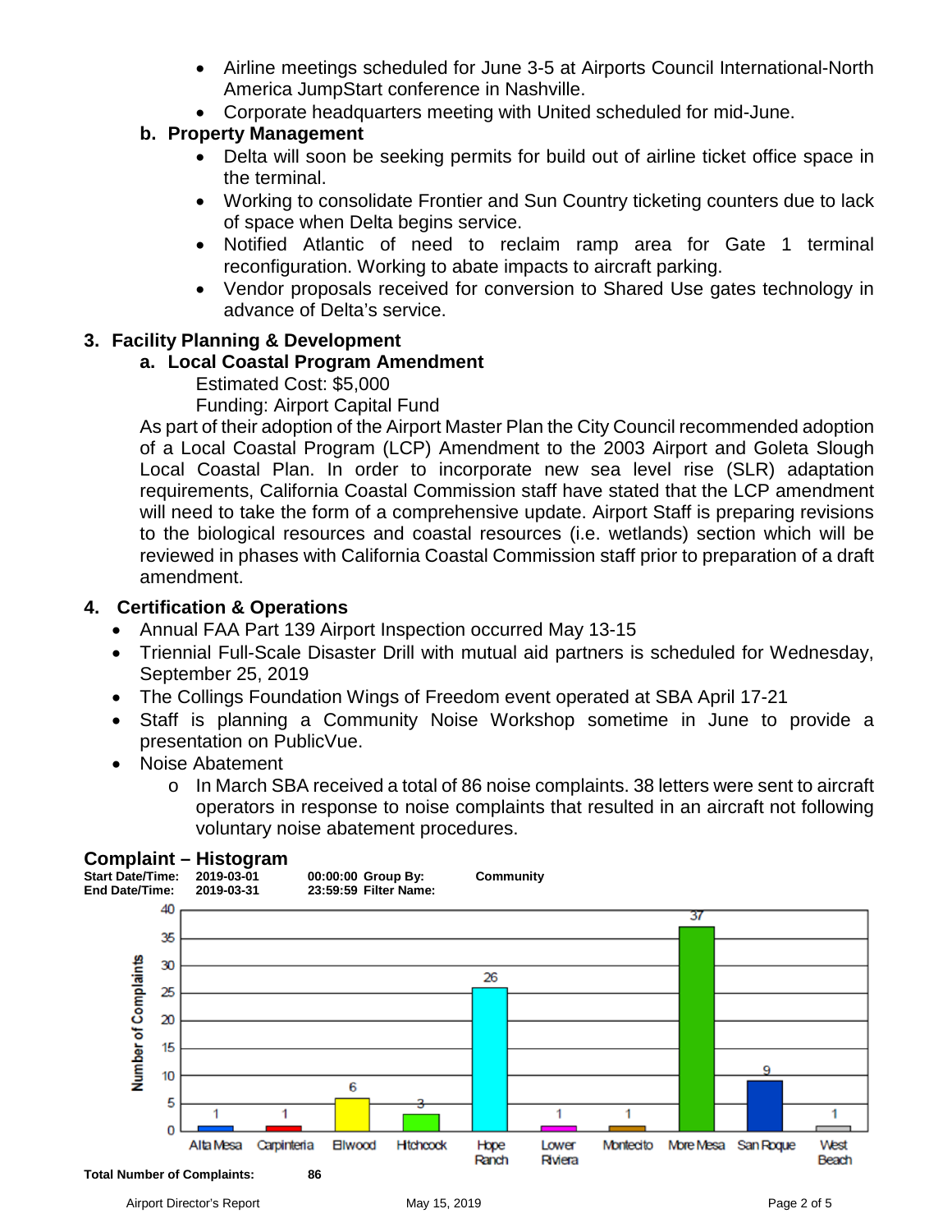- Airline meetings scheduled for June 3-5 at Airports Council International-North America JumpStart conference in Nashville.
- Corporate headquarters meeting with United scheduled for mid-June.

### b. Property Management

- Delta will soon be seeking permits for build out of airline ticket office space in the terminal.
- Working to consolidate Frontier and Sun Country ticketing counters due to lack of space when Delta begins service.
- Notified Atlantic of need to reclaim ramp area for Gate 1 terminal reconfiguration. Working to abate impacts to aircraft parking.
- Vendor proposals received for conversion to Shared Use gates technology in advance of Delta's service.

## 3. Facility Planning & Development

### a. Local Coastal Program Amendment

Estimated Cost: $5,000

Funding: Airport Capital Fund

As part of their adoption of the Airport Master Plan the City Council recommended adoption of a Local Coastal Program (LCP) Amendment to the 2003 Airport and Goleta Slough Local Coastal Plan. In order to incorporate new sea level rise (SLR) adaptation requirements, California Coastal Commission staff have stated that the LCP amendment will need to take the form of a comprehensive update. Airport Staff is preparing revisions to the biological resources and coastal resources (i.e. wetlands) section which will be reviewed in phases with California Coastal Commission staff prior to preparation of a draft amendment.

## 4. Certification & Operations

- Annual FAA Part 139 Airport Inspection occurred May 13-15
- Triennial Full-Scale Disaster Drill with mutual aid partners is scheduled for Wednesday, September 25, 2019
- The Collings Foundation Wings of Freedom event operated at SBA April 17-21
- Staff is planning a Community Noise Workshop sometime in June to provide a presentation on PublicVue.
- Noise Abatement
  - In March SBA received a total of 86 noise complaints. 38 letters were sent to aircraft operators in response to noise complaints that resulted in an aircraft not following voluntary noise abatement procedures.

**Complaint – Histogram**

**Start Date/Time:** 2019-03-01 00:00:00 **Group By:** Community

**End Date/Time:** 2019-03-31 23:59:59 **Filter Name:**

| Community | Number of Complaints |
| --- | --- |
| Alta Mesa | 1 |
| Carpinteria | 1 |
| Ellwood | 6 |
| Hitchcock | 3 |
| Hope Ranch | 26 |
| Lower Riviera | 1 |
| Montecito | 1 |
| More Mesa | 37 |
| San Roque | 9 |
| West Beach | 1 |

**Total Number of Complaints:** 86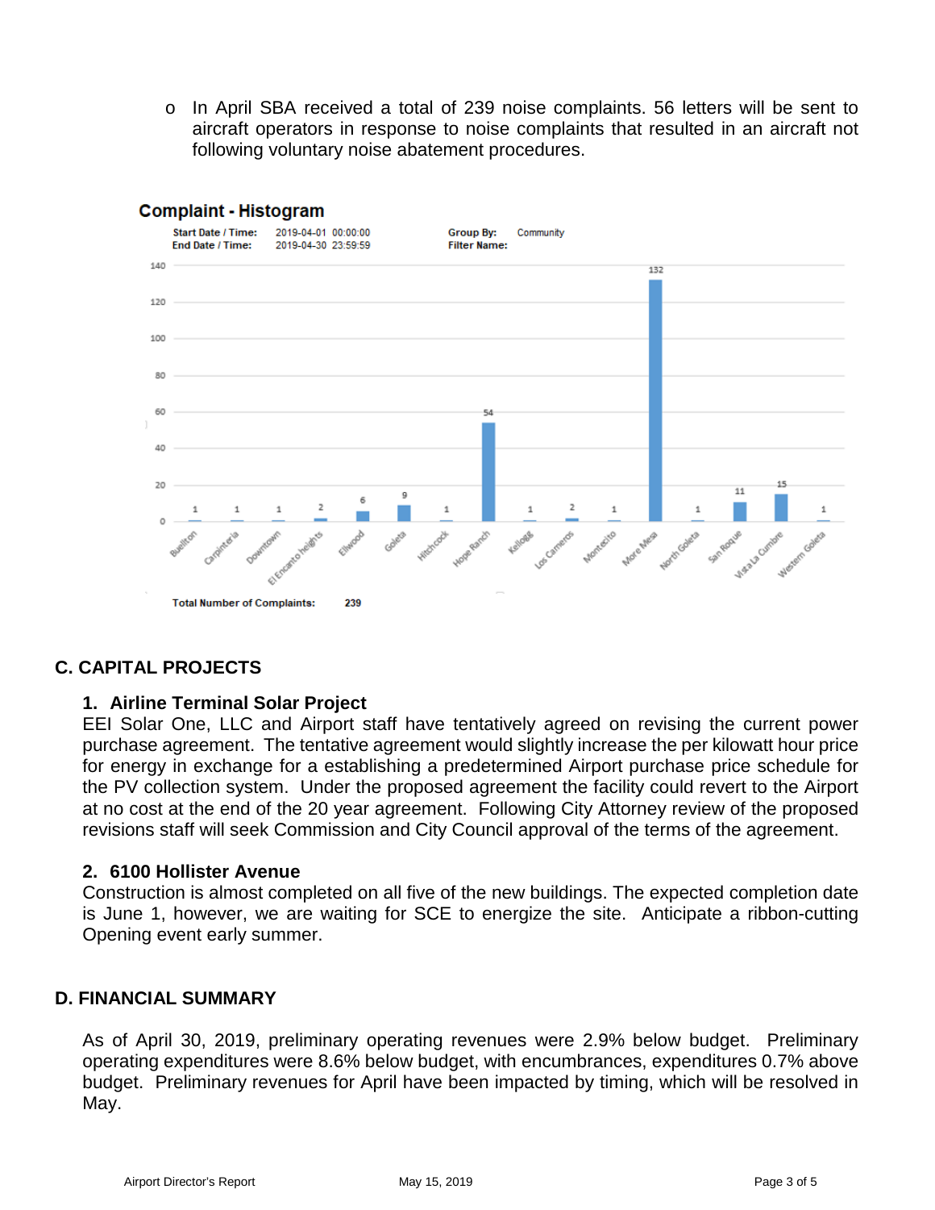- In April SBA received a total of 239 noise complaints. 56 letters will be sent to aircraft operators in response to noise complaints that resulted in an aircraft not following voluntary noise abatement procedures.

**Complaint - Histogram**

Start Date / Time: 2019-04-01 00:00:00
End Date / Time: 2019-04-30 23:59:59
Group By: Community
Filter Name:

140
120
100
80
60
40
20
0

1 1 1 2 6 9 1 54 1 2 1 132 1 11 15 1

Buellton, Carpinteria, Downtown, El Encanto heights, Ellwood, Goleta, Hitchcock, Hope Ranch, Kellogg, Los Cameros, Montecito, More Mesa, North Goleta, San Roque, Vista La Cumbre, Western Goleta

Total Number of Complaints: 239

## C. CAPITAL PROJECTS

### 1. Airline Terminal Solar Project

EEI Solar One, LLC and Airport staff have tentatively agreed on revising the current power purchase agreement. The tentative agreement would slightly increase the per kilowatt hour price for energy in exchange for a establishing a predetermined Airport purchase price schedule for the PV collection system. Under the proposed agreement the facility could revert to the Airport at no cost at the end of the 20 year agreement. Following City Attorney review of the proposed revisions staff will seek Commission and City Council approval of the terms of the agreement.

### 2. 6100 Hollister Avenue

Construction is almost completed on all five of the new buildings. The expected completion date is June 1, however, we are waiting for SCE to energize the site. Anticipate a ribbon-cutting Opening event early summer.

## D. FINANCIAL SUMMARY

As of April 30, 2019, preliminary operating revenues were 2.9% below budget. Preliminary operating expenditures were 8.6% below budget, with encumbrances, expenditures 0.7% above budget. Preliminary revenues for April have been impacted by timing, which will be resolved in May.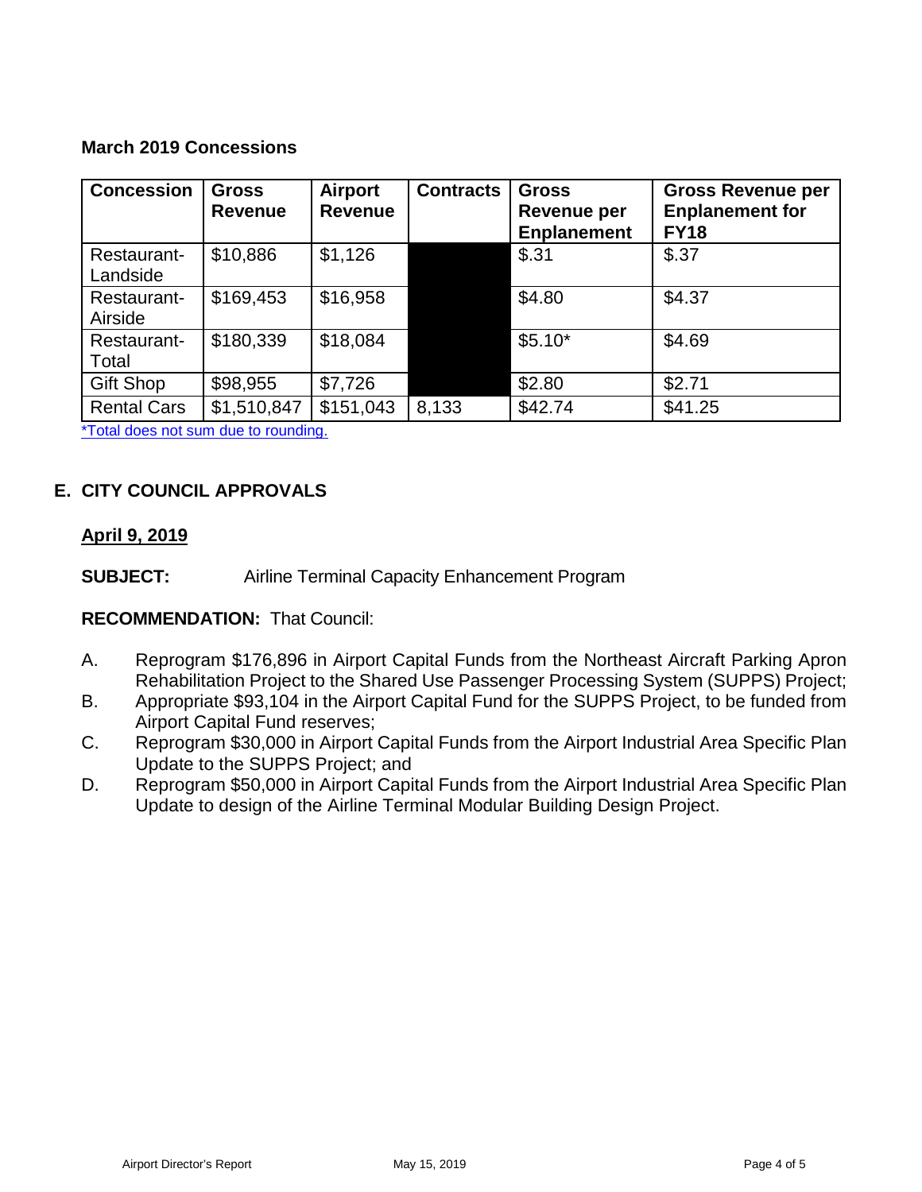**March 2019 Concessions**

| Concession | Gross Revenue | Airport Revenue | Contracts | Gross Revenue per Enplanement | Gross Revenue per Enplanement for FY18 |
|---|---|---|---|---|---|
| Restaurant-Landside | $10,886 | $1,126 | | $.31 | $.37 |
| Restaurant-Airside | $169,453 | $16,958 | | $4.80 | $4.37 |
| Restaurant-Total | $180,339 | $18,084 | | $5.10* | $4.69 |
| Gift Shop | $98,955 | $7,726 | | $2.80 | $2.71 |
| Rental Cars | $1,510,847 | $151,043 | 8,133 | $42.74 | $41.25 |

*Total does not sum due to rounding.

## E. CITY COUNCIL APPROVALS

**April 9, 2019**

**SUBJECT:** Airline Terminal Capacity Enhancement Program

**RECOMMENDATION:** That Council:

A. Reprogram $176,896 in Airport Capital Funds from the Northeast Aircraft Parking Apron Rehabilitation Project to the Shared Use Passenger Processing System (SUPPS) Project;

B. Appropriate $93,104 in the Airport Capital Fund for the SUPPS Project, to be funded from Airport Capital Fund reserves;

C. Reprogram $30,000 in Airport Capital Funds from the Airport Industrial Area Specific Plan Update to the SUPPS Project; and

D. Reprogram $50,000 in Airport Capital Funds from the Airport Industrial Area Specific Plan Update to design of the Airline Terminal Modular Building Design Project.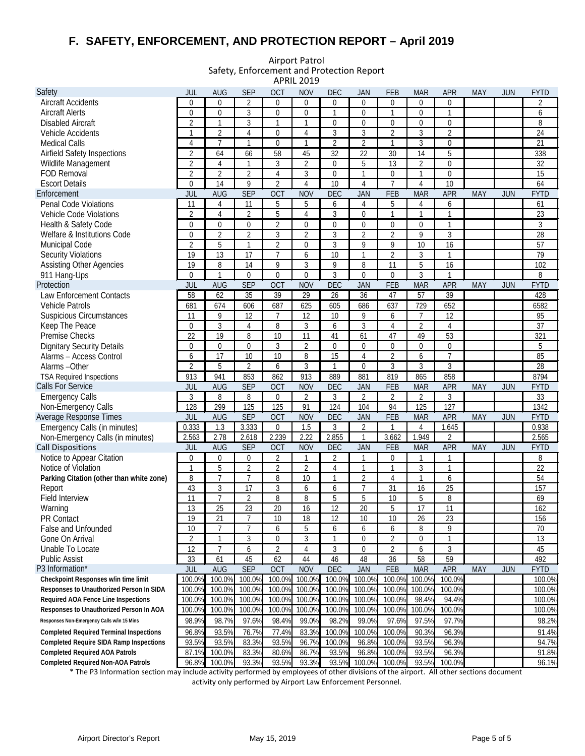# F. SAFETY, ENFORCEMENT, AND PROTECTION REPORT – April 2019

Airport Patrol
Safety, Enforcement and Protection Report
APRIL 2019

| Safety | JUL | AUG | SEP | OCT | NOV | DEC | JAN | FEB | MAR | APR | MAY | JUN | FYTD |
|---|---|---|---|---|---|---|---|---|---|---|---|---|---|
| Aircraft Accidents | 0 | 0 | 2 | 0 | 0 | 0 | 0 | 0 | 0 | 0 | | | 2 |
| Aircraft Alerts | 0 | 0 | 3 | 0 | 0 | 1 | 0 | 1 | 0 | 1 | | | 6 |
| Disabled Aircraft | 2 | 1 | 3 | 1 | 1 | 0 | 0 | 0 | 0 | 0 | | | 8 |
| Vehicle Accidents | 1 | 2 | 4 | 0 | 4 | 3 | 3 | 2 | 3 | 2 | | | 24 |
| Medical Calls | 4 | 7 | 1 | 0 | 1 | 2 | 2 | 1 | 3 | 0 | | | 21 |
| Airfield Safety Inspections | 2 | 64 | 66 | 58 | 45 | 32 | 22 | 30 | 14 | 5 | | | 338 |
| Wildlife Management | 2 | 4 | 1 | 3 | 2 | 0 | 5 | 13 | 2 | 0 | | | 32 |
| FOD Removal | 2 | 2 | 2 | 4 | 3 | 0 | 1 | 0 | 1 | 0 | | | 15 |
| Escort Details | 0 | 14 | 9 | 2 | 4 | 10 | 4 | 7 | 4 | 10 | | | 64 |
| **Enforcement** | JUL | AUG | SEP | OCT | NOV | DEC | JAN | FEB | MAR | APR | MAY | JUN | FYTD |
| Penal Code Violations | 11 | 4 | 11 | 5 | 5 | 6 | 4 | 5 | 4 | 6 | | | 61 |
| Vehicle Code Violations | 2 | 4 | 2 | 5 | 4 | 3 | 0 | 1 | 1 | 1 | | | 23 |
| Health & Safety Code | 0 | 0 | 0 | 2 | 0 | 0 | 0 | 0 | 0 | 1 | | | 3 |
| Welfare & Institutions Code | 0 | 2 | 2 | 3 | 2 | 3 | 2 | 2 | 9 | 3 | | | 28 |
| Municipal Code | 2 | 5 | 1 | 2 | 0 | 3 | 9 | 9 | 10 | 16 | | | 57 |
| Security Violations | 19 | 13 | 17 | 7 | 6 | 10 | 1 | 2 | 3 | 1 | | | 79 |
| Assisting Other Agencies | 19 | 8 | 14 | 9 | 3 | 9 | 8 | 11 | 5 | 16 | | | 102 |
| 911 Hang-Ups | 0 | 1 | 0 | 0 | 0 | 3 | 0 | 0 | 3 | 1 | | | 8 |
| **Protection** | JUL | AUG | SEP | OCT | NOV | DEC | JAN | FEB | MAR | APR | MAY | JUN | FYTD |
| Law Enforcement Contacts | 58 | 62 | 35 | 39 | 29 | 26 | 36 | 47 | 57 | 39 | | | 428 |
| Vehicle Patrols | 681 | 674 | 606 | 687 | 625 | 605 | 686 | 637 | 729 | 652 | | | 6582 |
| Suspicious Circumstances | 11 | 9 | 12 | 7 | 12 | 10 | 9 | 6 | 7 | 12 | | | 95 |
| Keep The Peace | 0 | 3 | 4 | 8 | 3 | 6 | 3 | 4 | 2 | 4 | | | 37 |
| Premise Checks | 22 | 19 | 8 | 10 | 11 | 41 | 61 | 47 | 49 | 53 | | | 321 |
| Dignitary Security Details | 0 | 0 | 0 | 3 | 2 | 0 | 0 | 0 | 0 | 0 | | | 5 |
| Alarms – Access Control | 6 | 17 | 10 | 10 | 8 | 15 | 4 | 2 | 6 | 7 | | | 85 |
| Alarms –Other | 2 | 5 | 2 | 6 | 3 | 1 | 0 | 3 | 3 | 3 | | | 28 |
| TSA Required Inspections | 913 | 941 | 853 | 862 | 913 | 889 | 881 | 819 | 865 | 858 | | | 8794 |
| **Calls For Service** | JUL | AUG | SEP | OCT | NOV | DEC | JAN | FEB | MAR | APR | MAY | JUN | FYTD |
| Emergency Calls | 3 | 8 | 8 | 0 | 2 | 3 | 2 | 2 | 2 | 3 | | | 33 |
| Non-Emergency Calls | 128 | 299 | 125 | 125 | 91 | 124 | 104 | 94 | 125 | 127 | | | 1342 |
| **Average Response Times** | JUL | AUG | SEP | OCT | NOV | DEC | JAN | FEB | MAR | APR | MAY | JUN | FYTD |
| Emergency Calls (in minutes) | 0.333 | 1.3 | 3.333 | 0 | 1.5 | 3 | 2 | 1 | 4 | 1.645 | | | 0.938 |
| Non-Emergency Calls (in minutes) | 2.563 | 2.78 | 2.618 | 2.239 | 2.22 | 2.855 | 1 | 3.662 | 1.949 | 2 | | | 2.565 |
| **Call Dispositions** | JUL | AUG | SEP | OCT | NOV | DEC | JAN | FEB | MAR | APR | MAY | JUN | FYTD |
| Notice to Appear Citation | 0 | 0 | 0 | 2 | 1 | 2 | 1 | 0 | 1 | 1 | | | 8 |
| Notice of Violation | 1 | 5 | 2 | 2 | 2 | 4 | 1 | 1 | 3 | 1 | | | 22 |
| **Parking Citation (other than white zone)** | 8 | 7 | 7 | 8 | 10 | 1 | 2 | 4 | 1 | 6 | | | 54 |
| Report | 43 | 3 | 17 | 3 | 6 | 6 | 7 | 31 | 16 | 25 | | | 157 |
| Field Interview | 11 | 7 | 2 | 8 | 8 | 5 | 5 | 10 | 5 | 8 | | | 69 |
| Warning | 13 | 25 | 23 | 20 | 16 | 12 | 20 | 5 | 17 | 11 | | | 162 |
| PR Contact | 19 | 21 | 7 | 10 | 18 | 12 | 10 | 10 | 26 | 23 | | | 156 |
| False and Unfounded | 10 | 7 | 7 | 6 | 5 | 6 | 6 | 6 | 8 | 9 | | | 70 |
| Gone On Arrival | 2 | 1 | 3 | 0 | 3 | 1 | 0 | 2 | 0 | 1 | | | 13 |
| Unable To Locate | 12 | 7 | 6 | 2 | 4 | 3 | 0 | 2 | 6 | 3 | | | 45 |
| Public Assist | 33 | 61 | 45 | 62 | 44 | 46 | 48 | 36 | 58 | 59 | | | 492 |
| **P3 Information*** | JUL | AUG | SEP | OCT | NOV | DEC | JAN | FEB | MAR | APR | MAY | JUN | FYTD |
| **Checkpoint Responses w/in time limit** | 100.0% | 100.0% | 100.0% | 100.0% | 100.0% | 100.0% | 100.0% | 100.0% | 100.0% | 100.0% | | | 100.0% |
| **Responses to Unauthorized Person In SIDA** | 100.0% | 100.0% | 100.0% | 100.0% | 100.0% | 100.0% | 100.0% | 100.0% | 100.0% | 100.0% | | | 100.0% |
| **Required AOA Fence Line Inspections** | 100.0% | 100.0% | 100.0% | 100.0% | 100.0% | 100.0% | 100.0% | 100.0% | 98.4% | 94.4% | | | 100.0% |
| **Responses to Unauthorized Person In AOA** | 100.0% | 100.0% | 100.0% | 100.0% | 100.0% | 100.0% | 100.0% | 100.0% | 100.0% | 100.0% | | | 100.0% |
| **Responses Non-Emergency Calls w/in 15 Mins** | 98.9% | 98.7% | 97.6% | 98.4% | 99.0% | 98.2% | 99.0% | 97.6% | 97.5% | 97.7% | | | 98.2% |
| **Completed Required Terminal Inspections** | 96.8% | 93.5% | 76.7% | 77.4% | 83.3% | 100.0% | 100.0% | 100.0% | 90.3% | 96.3% | | | 91.4% |
| **Completed Require SIDA Ramp Inspections** | 93.5% | 93.5% | 83.3% | 93.5% | 96.7% | 100.0% | 96.8% | 100.0% | 93.5% | 96.3% | | | 94.7% |
| **Completed Required AOA Patrols** | 87.1% | 100.0% | 83.3% | 80.6% | 86.7% | 93.5% | 96.8% | 100.0% | 93.5% | 96.3% | | | 91.8% |
| **Completed Required Non-AOA Patrols** | 96.8% | 100.0% | 93.3% | 93.5% | 93.3% | 93.5% | 100.0% | 100.0% | 93.5% | 100.0% | | | 96.1% |

* The P3 Information section may include activity performed by employees of other divisions of the airport. All other sections document activity only performed by Airport Law Enforcement Personnel.